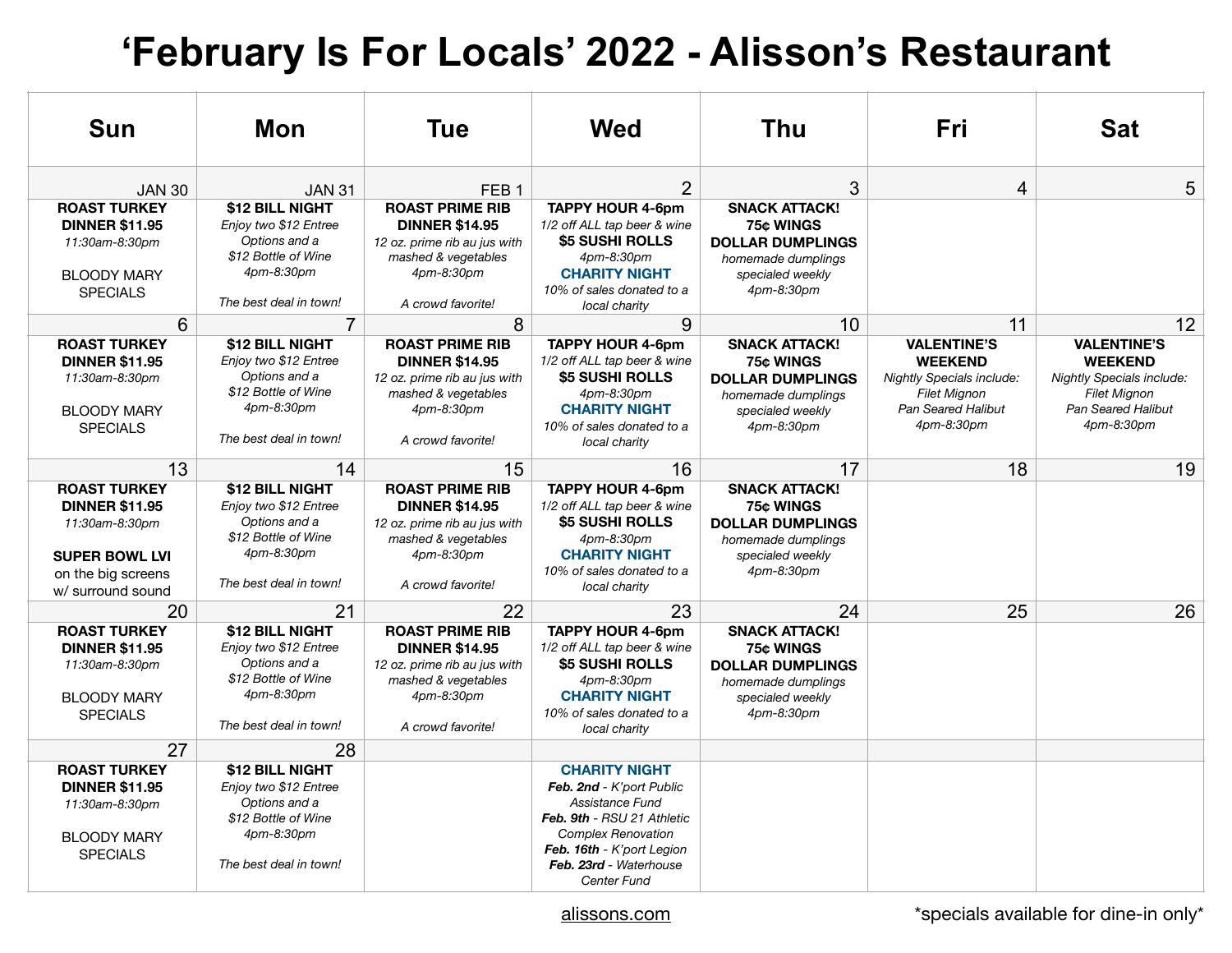# 'February Is For Locals' 2022 - Alisson's Restaurant

| Sun | Mon | Tue | Wed | Thu | Fri | Sat |
|---|---|---|---|---|---|---|
| JAN 30 | JAN 31 | FEB 1 | 2 | 3 | 4 | 5 |
| **ROAST TURKEY DINNER $11.95** *11:30am-8:30pm* BLOODY MARY SPECIALS | **$12 BILL NIGHT** *Enjoy two $12 Entree Options and a $12 Bottle of Wine 4pm-8:30pm* *The best deal in town!* | **ROAST PRIME RIB DINNER $14.95** *12 oz. prime rib au jus with mashed & vegetables 4pm-8:30pm* *A crowd favorite!* | **TAPPY HOUR 4-6pm** *1/2 off ALL tap beer & wine* **$5 SUSHI ROLLS** *4pm-8:30pm* **CHARITY NIGHT** *10% of sales donated to a local charity* | **SNACK ATTACK! 75¢ WINGS DOLLAR DUMPLINGS** *homemade dumplings specialed weekly 4pm-8:30pm* | | |
| 6 | 7 | 8 | 9 | 10 | 11 | 12 |
| **ROAST TURKEY DINNER $11.95** *11:30am-8:30pm* BLOODY MARY SPECIALS | **$12 BILL NIGHT** *Enjoy two $12 Entree Options and a $12 Bottle of Wine 4pm-8:30pm* *The best deal in town!* | **ROAST PRIME RIB DINNER $14.95** *12 oz. prime rib au jus with mashed & vegetables 4pm-8:30pm* *A crowd favorite!* | **TAPPY HOUR 4-6pm** *1/2 off ALL tap beer & wine* **$5 SUSHI ROLLS** *4pm-8:30pm* **CHARITY NIGHT** *10% of sales donated to a local charity* | **SNACK ATTACK! 75¢ WINGS DOLLAR DUMPLINGS** *homemade dumplings specialed weekly 4pm-8:30pm* | **VALENTINE'S WEEKEND** *Nightly Specials include: Filet Mignon Pan Seared Halibut 4pm-8:30pm* | **VALENTINE'S WEEKEND** *Nightly Specials include: Filet Mignon Pan Seared Halibut 4pm-8:30pm* |
| 13 | 14 | 15 | 16 | 17 | 18 | 19 |
| **ROAST TURKEY DINNER $11.95** *11:30am-8:30pm* **SUPER BOWL LVI** on the big screens w/ surround sound | **$12 BILL NIGHT** *Enjoy two $12 Entree Options and a $12 Bottle of Wine 4pm-8:30pm* *The best deal in town!* | **ROAST PRIME RIB DINNER $14.95** *12 oz. prime rib au jus with mashed & vegetables 4pm-8:30pm* *A crowd favorite!* | **TAPPY HOUR 4-6pm** *1/2 off ALL tap beer & wine* **$5 SUSHI ROLLS** *4pm-8:30pm* **CHARITY NIGHT** *10% of sales donated to a local charity* | **SNACK ATTACK! 75¢ WINGS DOLLAR DUMPLINGS** *homemade dumplings specialed weekly 4pm-8:30pm* | | |
| 20 | 21 | 22 | 23 | 24 | 25 | 26 |
| **ROAST TURKEY DINNER $11.95** *11:30am-8:30pm* BLOODY MARY SPECIALS | **$12 BILL NIGHT** *Enjoy two $12 Entree Options and a $12 Bottle of Wine 4pm-8:30pm* *The best deal in town!* | **ROAST PRIME RIB DINNER $14.95** *12 oz. prime rib au jus with mashed & vegetables 4pm-8:30pm* *A crowd favorite!* | **TAPPY HOUR 4-6pm** *1/2 off ALL tap beer & wine* **$5 SUSHI ROLLS** *4pm-8:30pm* **CHARITY NIGHT** *10% of sales donated to a local charity* | **SNACK ATTACK! 75¢ WINGS DOLLAR DUMPLINGS** *homemade dumplings specialed weekly 4pm-8:30pm* | | |
| 27 | 28 | | | | | |
| **ROAST TURKEY DINNER $11.95** *11:30am-8:30pm* BLOODY MARY SPECIALS | **$12 BILL NIGHT** *Enjoy two $12 Entree Options and a $12 Bottle of Wine 4pm-8:30pm* *The best deal in town!* | | **CHARITY NIGHT** ***Feb. 2nd** - K'port Public Assistance Fund* ***Feb. 9th** - RSU 21 Athletic Complex Renovation* ***Feb. 16th** - K'port Legion* ***Feb. 23rd** - Waterhouse Center Fund* | | | |

alissons.com

*specials available for dine-in only*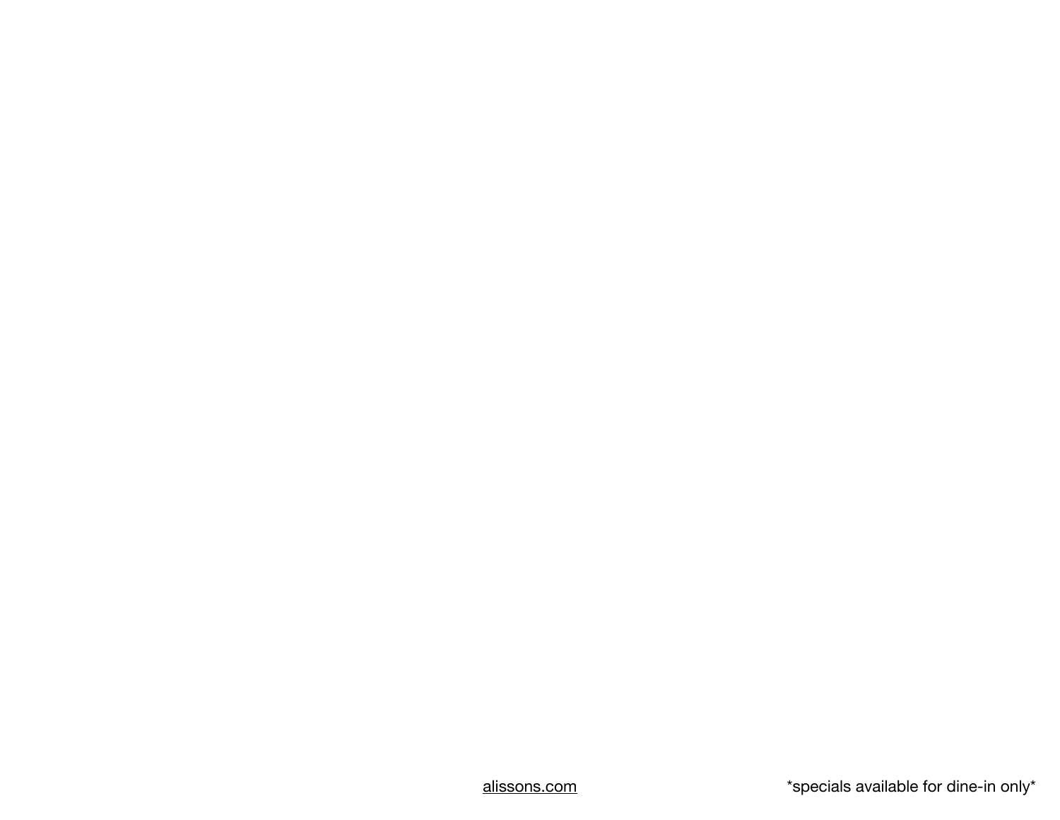alissons.com

*specials available for dine-in only*